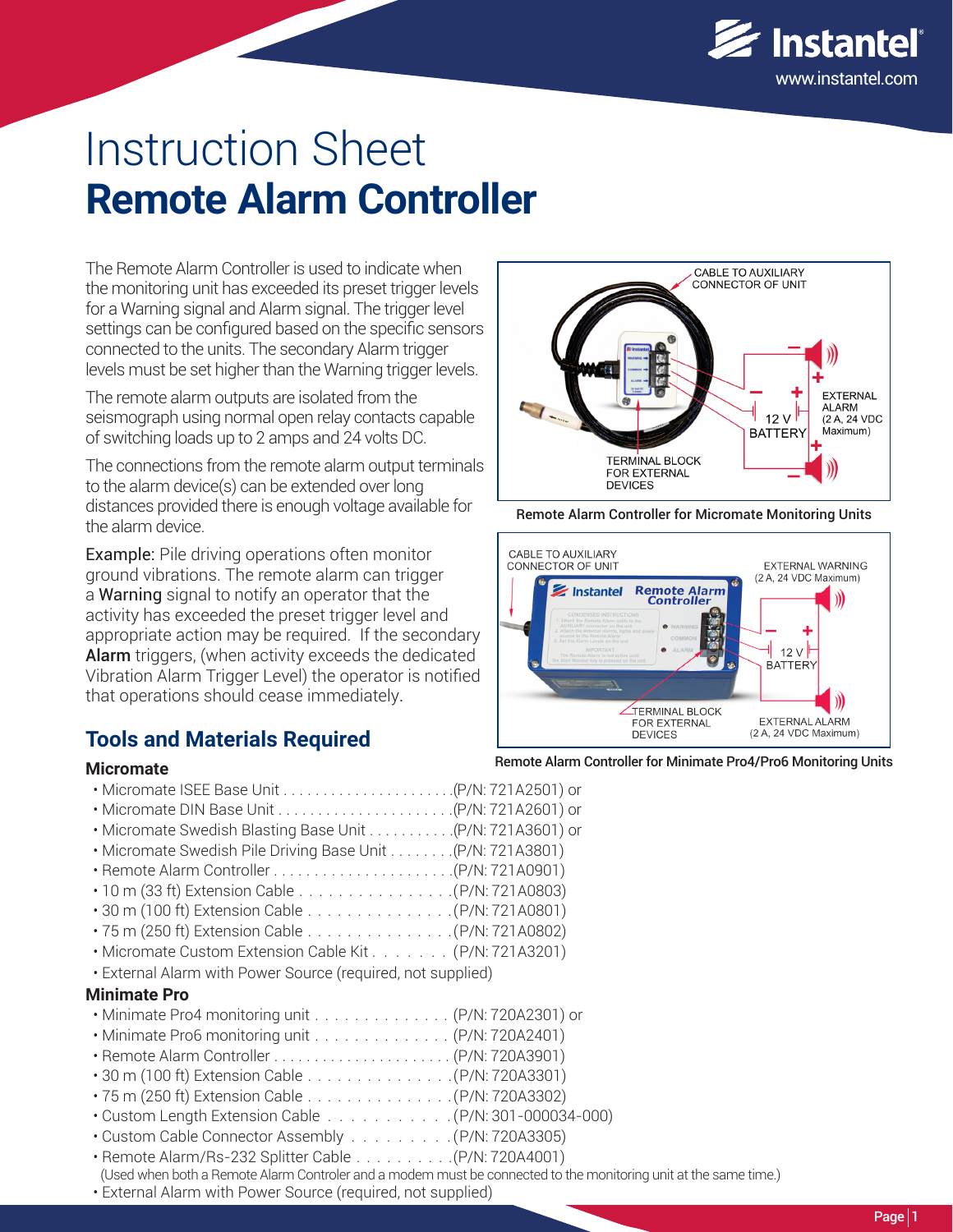# Instruction Sheet

# Remote Alarm Controller

The Remote Alarm Controller is used to indicate when the monitoring unit has exceeded its preset trigger levels for a Warning signal and Alarm signal. The trigger level settings can be configured based on the specific sensors connected to the units. The secondary Alarm trigger levels must be set higher than the Warning trigger levels.

The remote alarm outputs are isolated from the seismograph using normal open relay contacts capable of switching loads up to 2 amps and 24 volts DC.

The connections from the remote alarm output terminals to the alarm device(s) can be extended over long distances provided there is enough voltage available for the alarm device.

Example: Pile driving operations often monitor ground vibrations. The remote alarm can trigger a **Warning** signal to notify an operator that the activity has exceeded the preset trigger level and appropriate action may be required. If the secondary **Alarm** triggers, (when activity exceeds the dedicated Vibration Alarm Trigger Level) the operator is notified that operations should cease immediately.

Remote Alarm Controller for Micromate Monitoring Units

Remote Alarm Controller for Minimate Pro4/Pro6 Monitoring Units

## Tools and Materials Required

### Micromate

- Micromate ISEE Base Unit . . . . . . . . . . . . . . . . . . . . . .(P/N: 721A2501) or
- Micromate DIN Base Unit . . . . . . . . . . . . . . . . . . . . . .(P/N: 721A2601) or
- Micromate Swedish Blasting Base Unit . . . . . . . . . . .(P/N: 721A3601) or
- Micromate Swedish Pile Driving Base Unit . . . . . . . .(P/N: 721A3801)
- Remote Alarm Controller . . . . . . . . . . . . . . . . . . . . . .(P/N: 721A0901)
- 10 m (33 ft) Extension Cable . . . . . . . . . . . . . . . . .(P/N: 721A0803)
- 30 m (100 ft) Extension Cable . . . . . . . . . . . . . . . .(P/N: 721A0801)
- 75 m (250 ft) Extension Cable . . . . . . . . . . . . . . . .(P/N: 721A0802)
- Micromate Custom Extension Cable Kit . . . . . . . . (P/N: 721A3201)
- External Alarm with Power Source (required, not supplied)

### Minimate Pro

- Minimate Pro4 monitoring unit . . . . . . . . . . . . . . . (P/N: 720A2301) or
- Minimate Pro6 monitoring unit . . . . . . . . . . . . . . . (P/N: 720A2401)
- Remote Alarm Controller . . . . . . . . . . . . . . . . . . . . . . (P/N: 720A3901)
- 30 m (100 ft) Extension Cable . . . . . . . . . . . . . . . .(P/N: 720A3301)
- 75 m (250 ft) Extension Cable . . . . . . . . . . . . . . . .(P/N: 720A3302)
- Custom Length Extension Cable . . . . . . . . . . . .(P/N: 301-000034-000)
- Custom Cable Connector Assembly . . . . . . . . . .(P/N: 720A3305)
- Remote Alarm/Rs-232 Splitter Cable . . . . . . . . . .(P/N: 720A4001)
  (Used when both a Remote Alarm Controler and a modem must be connected to the monitoring unit at the same time.)
- External Alarm with Power Source (required, not supplied)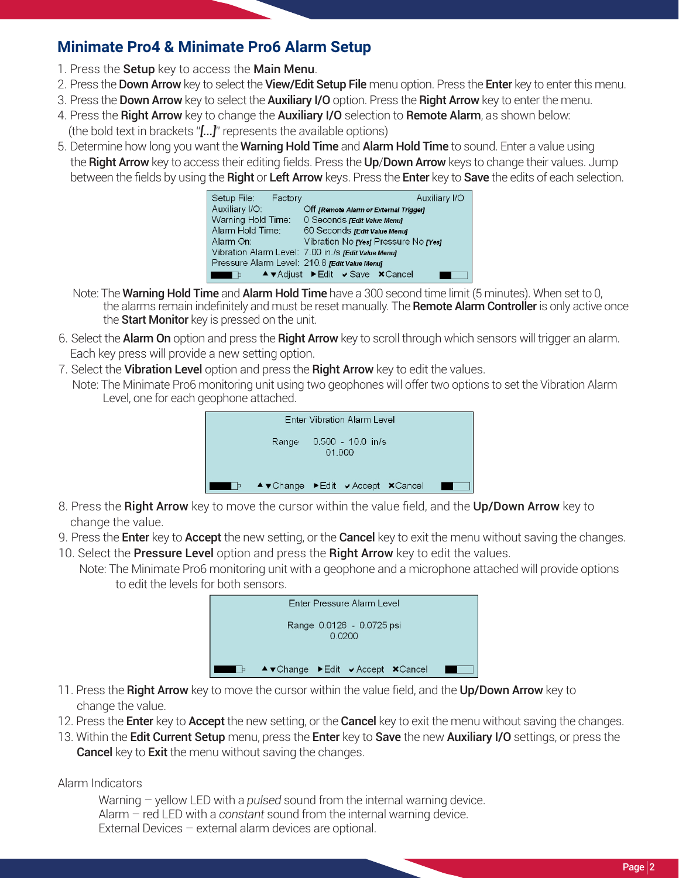## Minimate Pro4 & Minimate Pro6 Alarm Setup

1. Press the **Setup** key to access the **Main Menu**.
2. Press the **Down Arrow** key to select the **View/Edit Setup File** menu option. Press the **Enter** key to enter this menu.
3. Press the **Down Arrow** key to select the **Auxiliary I/O** option. Press the **Right Arrow** key to enter the menu.
4. Press the **Right Arrow** key to change the **Auxiliary I/O** selection to **Remote Alarm**, as shown below: (the bold text in brackets "***[...]***" represents the available options)
5. Determine how long you want the **Warning Hold Time** and **Alarm Hold Time** to sound. Enter a value using the **Right Arrow** key to access their editing fields. Press the **Up**/**Down Arrow** keys to change their values. Jump between the fields by using the **Right** or **Left Arrow** keys. Press the **Enter** key to **Save** the edits of each selection.

```
Setup File:      Factory                              Auxiliary I/O
Auxiliary I/O:          Off [Remote Alarm or External Trigger]
Warning Hold Time:      0 Seconds [Edit Value Menu]
Alarm Hold Time:        60 Seconds [Edit Value Menu]
Alarm On:               Vibration No [Yes] Pressure No [Yes]
Vibration Alarm Level:  7.00 in./s [Edit Value Menu]
Pressure Alarm Level:   210.8 [Edit Value Menu]
            ▲▼Adjust  ▶Edit  ✔Save  ✖Cancel
```

Note: The **Warning Hold Time** and **Alarm Hold Time** have a 300 second time limit (5 minutes). When set to 0, the alarms remain indefinitely and must be reset manually. The **Remote Alarm Controller** is only active once the **Start Monitor** key is pressed on the unit.

6. Select the **Alarm On** option and press the **Right Arrow** key to scroll through which sensors will trigger an alarm. Each key press will provide a new setting option.
7. Select the **Vibration Level** option and press the **Right Arrow** key to edit the values.
   Note: The Minimate Pro6 monitoring unit using two geophones will offer two options to set the Vibration Alarm Level, one for each geophone attached.

```
Enter Vibration Alarm Level

Range    0.500 - 10.0 in/s
              01.000

▲▼Change  ▶Edit  ✔Accept  ✖Cancel
```

8. Press the **Right Arrow** key to move the cursor within the value field, and the **Up/Down Arrow** key to change the value.
9. Press the **Enter** key to **Accept** the new setting, or the **Cancel** key to exit the menu without saving the changes.
10. Select the **Pressure Level** option and press the **Right Arrow** key to edit the values.
    Note: The Minimate Pro6 monitoring unit with a geophone and a microphone attached will provide options to edit the levels for both sensors.

```
Enter Pressure Alarm Level

Range  0.0126 - 0.0725 psi
              0.0200

▲▼Change  ▶Edit  ✔Accept  ✖Cancel
```

11. Press the **Right Arrow** key to move the cursor within the value field, and the **Up/Down Arrow** key to change the value.
12. Press the **Enter** key to **Accept** the new setting, or the **Cancel** key to exit the menu without saving the changes.
13. Within the **Edit Current Setup** menu, press the **Enter** key to **Save** the new **Auxiliary I/O** settings, or press the **Cancel** key to **Exit** the menu without saving the changes.

Alarm Indicators

Warning – yellow LED with a *pulsed* sound from the internal warning device.
Alarm – red LED with a *constant* sound from the internal warning device.
External Devices – external alarm devices are optional.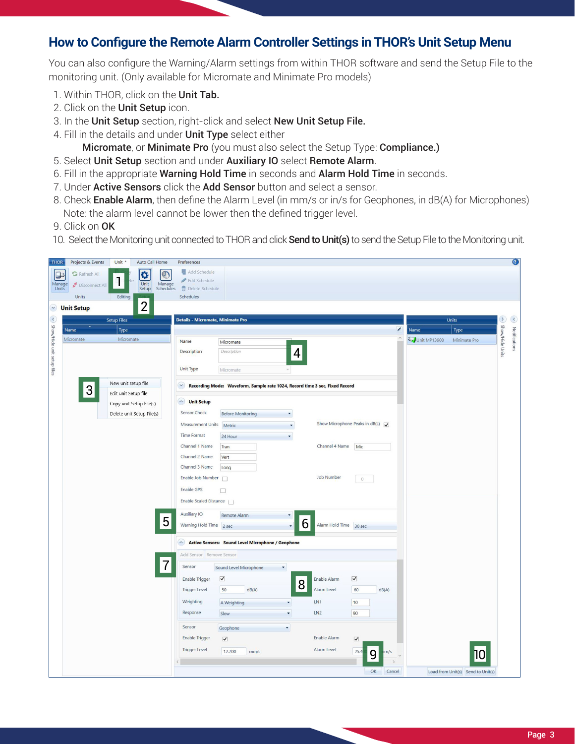# How to Configure the Remote Alarm Controller Settings in THOR's Unit Setup Menu

You can also configure the Warning/Alarm settings from within THOR software and send the Setup File to the monitoring unit. (Only available for Micromate and Minimate Pro models)

1. Within THOR, click on the **Unit Tab.**
2. Click on the **Unit Setup** icon.
3. In the **Unit Setup** section, right-click and select **New Unit Setup File.**
4. Fill in the details and under **Unit Type** select either
   **Micromate**, or **Minimate Pro** (you must also select the Setup Type: **Compliance.)**
5. Select **Unit Setup** section and under **Auxiliary IO** select **Remote Alarm**.
6. Fill in the appropriate **Warning Hold Time** in seconds and **Alarm Hold Time** in seconds.
7. Under **Active Sensors** click the **Add Sensor** button and select a sensor.
8. Check **Enable Alarm**, then define the Alarm Level (in mm/s or in/s for Geophones, in dB(A) for Microphones)
   Note: the alarm level cannot be lower then the defined trigger level.
9. Click on **OK**
10. Select the Monitoring unit connected to THOR and click **Send to Unit(s)** to send the Setup File to the Monitoring unit.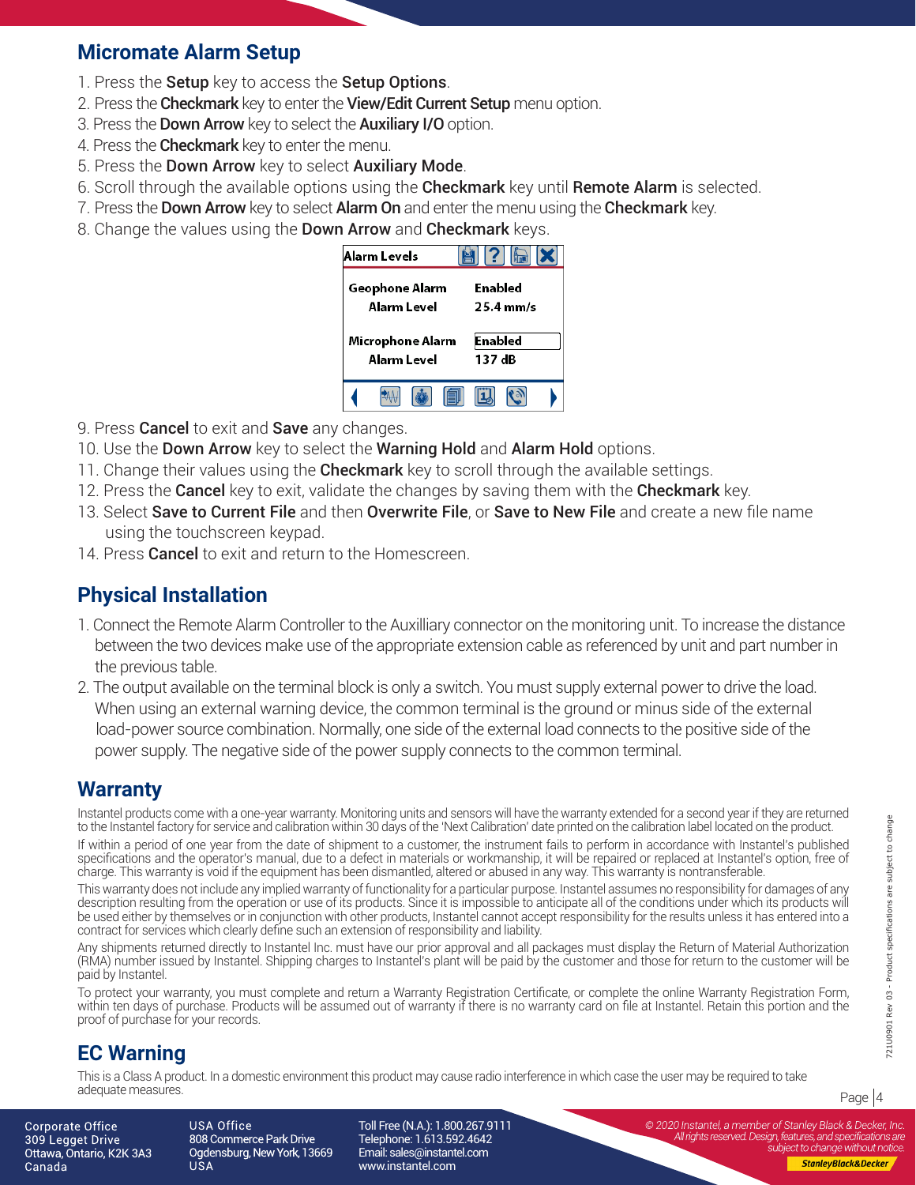## Micromate Alarm Setup

1. Press the **Setup** key to access the **Setup Options**.
2. Press the **Checkmark** key to enter the **View/Edit Current Setup** menu option.
3. Press the **Down Arrow** key to select the **Auxiliary I/O** option.
4. Press the **Checkmark** key to enter the menu.
5. Press the **Down Arrow** key to select **Auxiliary Mode**.
6. Scroll through the available options using the **Checkmark** key until **Remote Alarm** is selected.
7. Press the **Down Arrow** key to select **Alarm On** and enter the menu using the **Checkmark** key.
8. Change the values using the **Down Arrow** and **Checkmark** keys.

Alarm Levels

Geophone Alarm Enabled
Alarm Level 25.4 mm/s

Microphone Alarm Enabled
Alarm Level 137 dB

9. Press **Cancel** to exit and **Save** any changes.
10. Use the **Down Arrow** key to select the **Warning Hold** and **Alarm Hold** options.
11. Change their values using the **Checkmark** key to scroll through the available settings.
12. Press the **Cancel** key to exit, validate the changes by saving them with the **Checkmark** key.
13. Select **Save to Current File** and then **Overwrite File**, or **Save to New File** and create a new file name using the touchscreen keypad.
14. Press **Cancel** to exit and return to the Homescreen.

## Physical Installation

1. Connect the Remote Alarm Controller to the Auxilliary connector on the monitoring unit. To increase the distance between the two devices make use of the appropriate extension cable as referenced by unit and part number in the previous table.
2. The output available on the terminal block is only a switch. You must supply external power to drive the load. When using an external warning device, the common terminal is the ground or minus side of the external load-power source combination. Normally, one side of the external load connects to the positive side of the power supply. The negative side of the power supply connects to the common terminal.

## Warranty

Instantel products come with a one-year warranty. Monitoring units and sensors will have the warranty extended for a second year if they are returned to the Instantel factory for service and calibration within 30 days of the 'Next Calibration' date printed on the calibration label located on the product.

If within a period of one year from the date of shipment to a customer, the instrument fails to perform in accordance with Instantel's published specifications and the operator's manual, due to a defect in materials or workmanship, it will be repaired or replaced at Instantel's option, free of charge. This warranty is void if the equipment has been dismantled, altered or abused in any way. This warranty is nontransferable.

This warranty does not include any implied warranty of functionality for a particular purpose. Instantel assumes no responsibility for damages of any description resulting from the operation or use of its products. Since it is impossible to anticipate all of the conditions under which its products will be used either by themselves or in conjunction with other products, Instantel cannot accept responsibility for the results unless it has entered into a contract for services which clearly define such an extension of responsibility and liability.

Any shipments returned directly to Instantel Inc. must have our prior approval and all packages must display the Return of Material Authorization (RMA) number issued by Instantel. Shipping charges to Instantel's plant will be paid by the customer and those for return to the customer will be paid by Instantel.

To protect your warranty, you must complete and return a Warranty Registration Certificate, or complete the online Warranty Registration Form, within ten days of purchase. Products will be assumed out of warranty if there is no warranty card on file at Instantel. Retain this portion and the proof of purchase for your records.

## EC Warning

This is a Class A product. In a domestic environment this product may cause radio interference in which case the user may be required to take adequate measures.